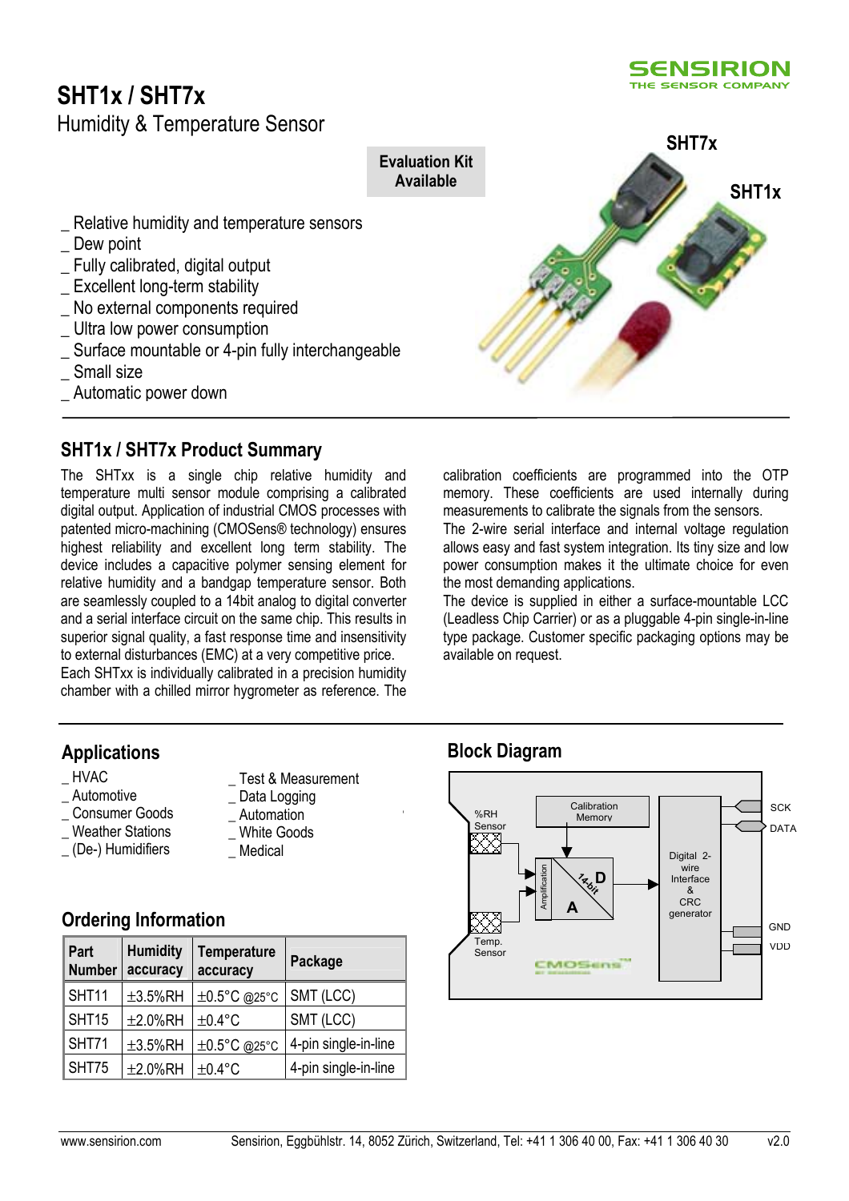# SHT1x / SHT7x

Humidity & Temperature Sensor

**Evaluation Kit Available**

_ Relative humidity and temperature sensors
_ Dew point
_ Fully calibrated, digital output
_ Excellent long-term stability
_ No external components required
_ Ultra low power consumption
_ Surface mountable or 4-pin fully interchangeable
_ Small size
_ Automatic power down

## SHT1x / SHT7x Product Summary

The SHTxx is a single chip relative humidity and temperature multi sensor module comprising a calibrated digital output. Application of industrial CMOS processes with patented micro-machining (CMOSens® technology) ensures highest reliability and excellent long term stability. The device includes a capacitive polymer sensing element for relative humidity and a bandgap temperature sensor. Both are seamlessly coupled to a 14bit analog to digital converter and a serial interface circuit on the same chip. This results in superior signal quality, a fast response time and insensitivity to external disturbances (EMC) at a very competitive price.

Each SHTxx is individually calibrated in a precision humidity chamber with a chilled mirror hygrometer as reference. The calibration coefficients are programmed into the OTP memory. These coefficients are used internally during measurements to calibrate the signals from the sensors.

The 2-wire serial interface and internal voltage regulation allows easy and fast system integration. Its tiny size and low power consumption makes it the ultimate choice for even the most demanding applications.

The device is supplied in either a surface-mountable LCC (Leadless Chip Carrier) or as a pluggable 4-pin single-in-line type package. Customer specific packaging options may be available on request.

## Applications

_ HVAC
_ Automotive
_ Consumer Goods
_ Weather Stations
_ (De-) Humidifiers
_ Test & Measurement
_ Data Logging
_ Automation
_ White Goods
_ Medical

## Ordering Information

| Part Number | Humidity accuracy | Temperature accuracy | Package |
|---|---|---|---|
| SHT11 | ±3.5%RH | ±0.5°C @25°C | SMT (LCC) |
| SHT15 | ±2.0%RH | ±0.4°C | SMT (LCC) |
| SHT71 | ±3.5%RH | ±0.5°C @25°C | 4-pin single-in-line |
| SHT75 | ±2.0%RH | ±0.4°C | 4-pin single-in-line |

## Block Diagram

%RH Sensor, Temp. Sensor, Amplification, Calibration Memory, 14-bit A/D, Digital 2-wire Interface & CRC generator, SCK, DATA, GND, VDD, CMOSens™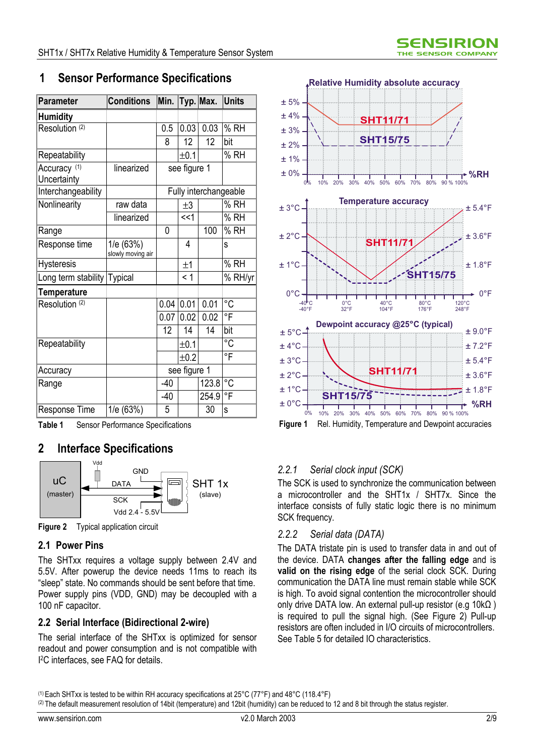# 1 Sensor Performance Specifications

| Parameter | Conditions | Min. | Typ. | Max. | Units |
|---|---|---|---|---|---|
| **Humidity** | | | | | |
| Resolution [2] | | 0.5 | 0.03 | 0.03 | % RH |
| | | 8 | 12 | 12 | bit |
| Repeatability | | | ±0.1 | | % RH |
| Accuracy [1] Uncertainty | linearized | see figure 1 | | | |
| Interchangeability | | Fully interchangeable | | | |
| Nonlinearity | raw data | | ±3 | | % RH |
| | linearized | | <<1 | | % RH |
| Range | | 0 | | 100 | % RH |
| Response time | 1/e (63%) slowly moving air | | 4 | | s |
| Hysteresis | | | ±1 | | % RH |
| Long term stability | Typical | | < 1 | | % RH/yr |
| **Temperature** | | | | | |
| Resolution [2] | | 0.04 | 0.01 | 0.01 | °C |
| | | 0.07 | 0.02 | 0.02 | °F |
| | | 12 | 14 | 14 | bit |
| Repeatability | | | ±0.1 | | °C |
| | | | ±0.2 | | °F |
| Accuracy | | see figure 1 | | | |
| Range | | -40 | | 123.8 | °C |
| | | -40 | | 254.9 | °F |
| Response Time | 1/e (63%) | 5 | | 30 | s |

**Table 1** Sensor Performance Specifications

**Figure 1** Rel. Humidity, Temperature and Dewpoint accuracies

# 2 Interface Specifications

**Figure 2** Typical application circuit

## 2.1 Power Pins

The SHTxx requires a voltage supply between 2.4V and 5.5V. After powerup the device needs 11ms to reach its "sleep" state. No commands should be sent before that time. Power supply pins (VDD, GND) may be decoupled with a 100 nF capacitor.

## 2.2 Serial Interface (Bidirectional 2-wire)

The serial interface of the SHTxx is optimized for sensor readout and power consumption and is not compatible with I²C interfaces, see FAQ for details.

### *2.2.1 Serial clock input (SCK)*

The SCK is used to synchronize the communication between a microcontroller and the SHT1x / SHT7x. Since the interface consists of fully static logic there is no minimum SCK frequency.

### *2.2.2 Serial data (DATA)*

The DATA tristate pin is used to transfer data in and out of the device. DATA **changes after the falling edge** and is **valid on the rising edge** of the serial clock SCK. During communication the DATA line must remain stable while SCK is high. To avoid signal contention the microcontroller should only drive DATA low. An external pull-up resistor (e.g 10kΩ ) is required to pull the signal high. (See Figure 2) Pull-up resistors are often included in I/O circuits of microcontrollers. See Table 5 for detailed IO characteristics.

[1] Each SHTxx is tested to be within RH accuracy specifications at 25°C (77°F) and 48°C (118.4°F)
[2] The default measurement resolution of 14bit (temperature) and 12bit (humidity) can be reduced to 12 and 8 bit through the status register.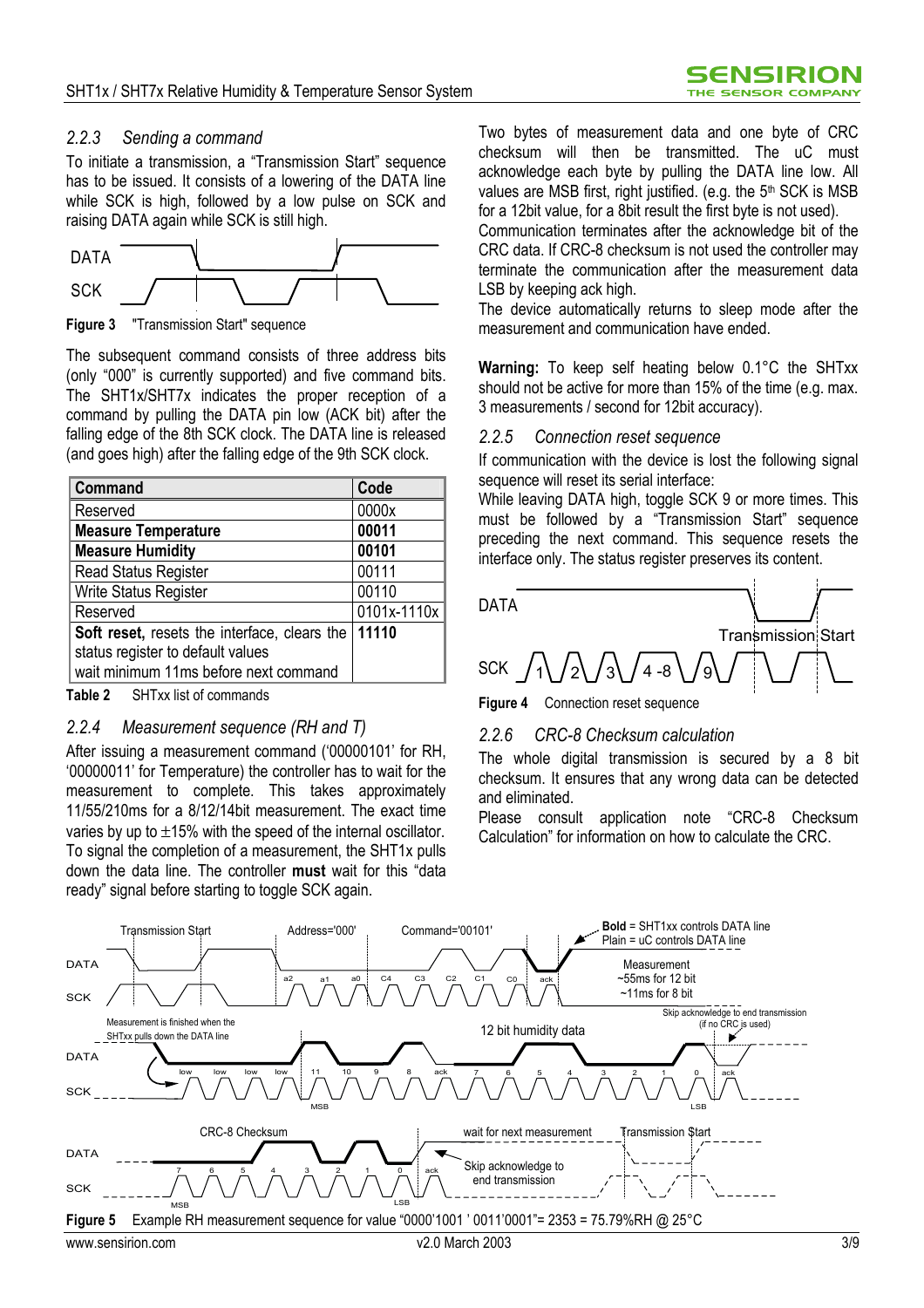### 2.2.3 *Sending a command*

To initiate a transmission, a "Transmission Start" sequence has to be issued. It consists of a lowering of the DATA line while SCK is high, followed by a low pulse on SCK and raising DATA again while SCK is still high.

**Figure 3** "Transmission Start" sequence

The subsequent command consists of three address bits (only "000" is currently supported) and five command bits. The SHT1x/SHT7x indicates the proper reception of a command by pulling the DATA pin low (ACK bit) after the falling edge of the 8th SCK clock. The DATA line is released (and goes high) after the falling edge of the 9th SCK clock.

| Command | Code |
|---|---|
| Reserved | 0000x |
| **Measure Temperature** | **00011** |
| **Measure Humidity** | **00101** |
| Read Status Register | 00111 |
| Write Status Register | 00110 |
| Reserved | 0101x-1110x |
| **Soft reset,** resets the interface, clears the status register to default values wait minimum 11ms before next command | **11110** |

**Table 2** SHTxx list of commands

### 2.2.4 *Measurement sequence (RH and T)*

After issuing a measurement command ('00000101' for RH, '00000011' for Temperature) the controller has to wait for the measurement to complete. This takes approximately 11/55/210ms for a 8/12/14bit measurement. The exact time varies by up to $\pm$15% with the speed of the internal oscillator. To signal the completion of a measurement, the SHT1x pulls down the data line. The controller **must** wait for this "data ready" signal before starting to toggle SCK again.

Two bytes of measurement data and one byte of CRC checksum will then be transmitted. The uC must acknowledge each byte by pulling the DATA line low. All values are MSB first, right justified. (e.g. the 5th SCK is MSB for a 12bit value, for a 8bit result the first byte is not used).

Communication terminates after the acknowledge bit of the CRC data. If CRC-8 checksum is not used the controller may terminate the communication after the measurement data LSB by keeping ack high.

The device automatically returns to sleep mode after the measurement and communication have ended.

**Warning:** To keep self heating below 0.1°C the SHTxx should not be active for more than 15% of the time (e.g. max. 3 measurements / second for 12bit accuracy).

### 2.2.5 *Connection reset sequence*

If communication with the device is lost the following signal sequence will reset its serial interface:

While leaving DATA high, toggle SCK 9 or more times. This must be followed by a "Transmission Start" sequence preceding the next command. This sequence resets the interface only. The status register preserves its content.

**Figure 4** Connection reset sequence

### 2.2.6 *CRC-8 Checksum calculation*

The whole digital transmission is secured by a 8 bit checksum. It ensures that any wrong data can be detected and eliminated.

Please consult application note "CRC-8 Checksum Calculation" for information on how to calculate the CRC.

**Figure 5** Example RH measurement sequence for value "0000'1001 ' 0011'0001"= 2353 = 75.79%RH @ 25°C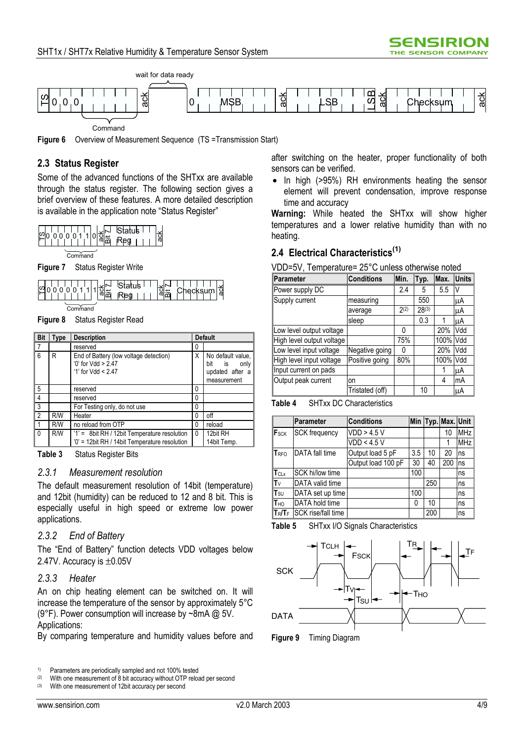Figure 6 Overview of Measurement Sequence (TS =Transmission Start)

## 2.3 Status Register

Some of the advanced functions of the SHTxx are available through the status register. The following section gives a brief overview of these features. A more detailed description is available in the application note "Status Register"

Figure 7 Status Register Write

Figure 8 Status Register Read

| Bit | Type | Description | Default | |
|---|---|---|---|---|
| 7 | | reserved | 0 | |
| 6 | R | End of Battery (low voltage detection)<br>'0' for Vdd > 2.47<br>'1' for Vdd < 2.47 | X | No default value, bit is only updated after a measurement |
| 5 | | reserved | 0 | |
| 4 | | reserved | 0 | |
| 3 | | For Testing only, do not use | 0 | |
| 2 | R/W | Heater | 0 | off |
| 1 | R/W | no reload from OTP | 0 | reload |
| 0 | R/W | '1' = 8bit RH / 12bit Temperature resolution<br>'0' = 12bit RH / 14bit Temperature resolution | 0 | 12bit RH<br>14bit Temp. |

Table 3 Status Register Bits

### *2.3.1 Measurement resolution*

The default measurement resolution of 14bit (temperature) and 12bit (humidity) can be reduced to 12 and 8 bit. This is especially useful in high speed or extreme low power applications.

### *2.3.2 End of Battery*

The "End of Battery" function detects VDD voltages below 2.47V. Accuracy is ±0.05V

### *2.3.3 Heater*

An on chip heating element can be switched on. It will increase the temperature of the sensor by approximately 5°C (9°F). Power consumption will increase by ~8mA @ 5V.
Applications:

By comparing temperature and humidity values before and after switching on the heater, proper functionality of both sensors can be verified.

- In high (>95%) RH environments heating the sensor element will prevent condensation, improve response time and accuracy

**Warning:** While heated the SHTxx will show higher temperatures and a lower relative humidity than with no heating.

## 2.4 Electrical Characteristics[(1)]

VDD=5V, Temperature= 25°C unless otherwise noted

| Parameter | Conditions | Min. | Typ. | Max. | Units |
|---|---|---|---|---|---|
| Power supply DC | | 2.4 | 5 | 5.5 | V |
| Supply current | measuring | | 550 | | µA |
| | average | 2[(2)] | 28[(3)] | | µA |
| | sleep | | 0.3 | 1 | µA |
| Low level output voltage | | 0 | | 20% | Vdd |
| High level output voltage | | 75% | | 100% | Vdd |
| Low level input voltage | Negative going | 0 | | 20% | Vdd |
| High level input voltage | Positive going | 80% | | 100% | Vdd |
| Input current on pads | | | | 1 | µA |
| Output peak current | on | | | 4 | mA |
| | Tristated (off) | | 10 | | µA |

Table 4 SHTxx DC Characteristics

| | Parameter | Conditions | Min | Typ. | Max. | Unit |
|---|---|---|---|---|---|---|
| $F_{SCK}$ | SCK frequency | VDD > 4.5 V | | | 10 | MHz |
| | | VDD < 4.5 V | | | 1 | MHz |
| $T_{RFO}$ | DATA fall time | Output load 5 pF | 3.5 | 10 | 20 | ns |
| | | Output load 100 pF | 30 | 40 | 200 | ns |
| $T_{CLx}$ | SCK hi/low time | | 100 | | | ns |
| $T_V$ | DATA valid time | | | 250 | | ns |
| $T_{SU}$ | DATA set up time | | 100 | | | ns |
| $T_{HO}$ | DATA hold time | | 0 | 10 | | ns |
| $T_R/T_F$ | SCK rise/fall time | | | 200 | | ns |

Table 5 SHTxx I/O Signals Characteristics

Figure 9 Timing Diagram

1) Parameters are periodically sampled and not 100% tested
(2) With one measurement of 8 bit accuracy without OTP reload per second
(3) With one measurement of 12bit accuracy per second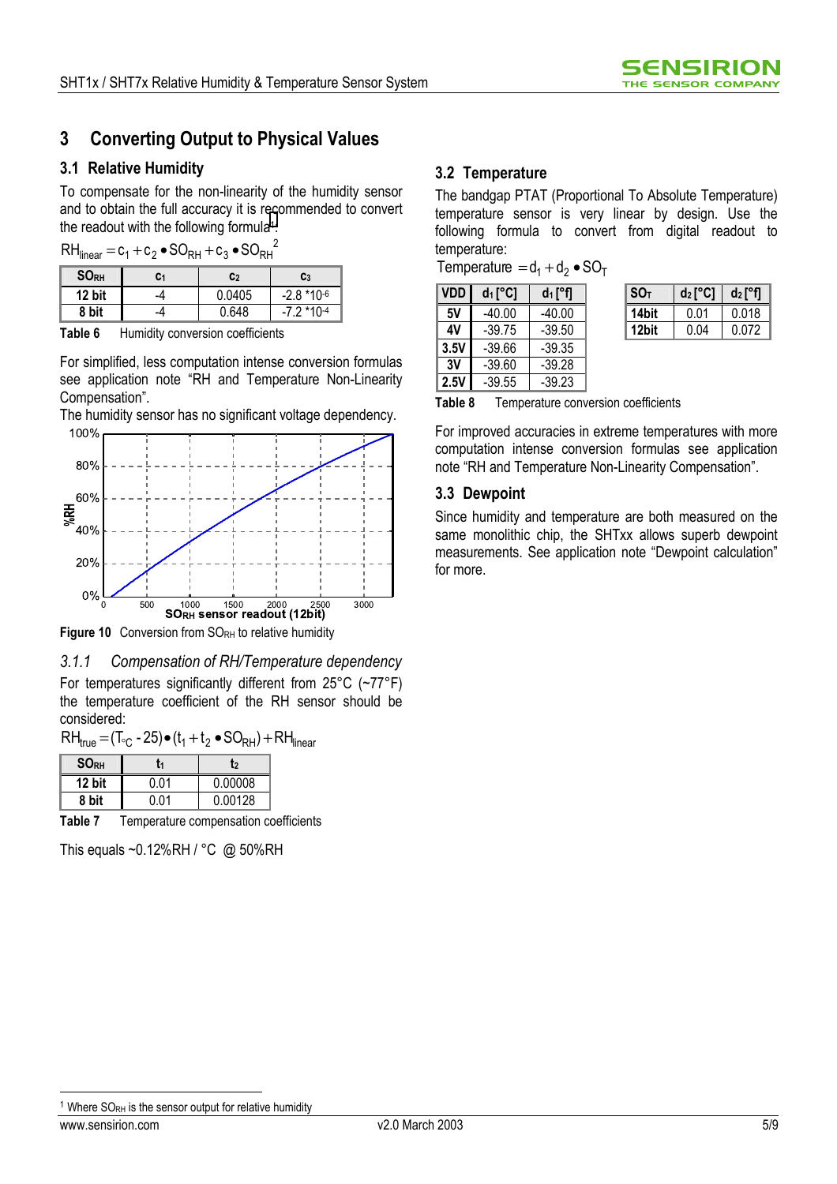# 3 Converting Output to Physical Values

## 3.1 Relative Humidity

To compensate for the non-linearity of the humidity sensor and to obtain the full accuracy it is recommended to convert the readout with the following formula[1]:

$$RH_{linear} = c_1 + c_2 \bullet SO_{RH} + c_3 \bullet SO_{RH}^2$$

| $SO_{RH}$ | $c_1$ | $c_2$ | $c_3$ |
|---|---|---|---|
| 12 bit | -4 | 0.0405 | $-2.8 * 10^{-6}$ |
| 8 bit | -4 | 0.648 | $-7.2 * 10^{-4}$ |

**Table 6** Humidity conversion coefficients

For simplified, less computation intense conversion formulas see application note "RH and Temperature Non-Linearity Compensation".

The humidity sensor has no significant voltage dependency.

**Figure 10** Conversion from $SO_{RH}$ to relative humidity

### *3.1.1 Compensation of RH/Temperature dependency*

For temperatures significantly different from 25°C (~77°F) the temperature coefficient of the RH sensor should be considered:

$$RH_{true} = (T_{°C} - 25) \bullet (t_1 + t_2 \bullet SO_{RH}) + RH_{linear}$$

| $SO_{RH}$ | $t_1$ | $t_2$ |
|---|---|---|
| 12 bit | 0.01 | 0.00008 |
| 8 bit | 0.01 | 0.00128 |

**Table 7** Temperature compensation coefficients

This equals ~0.12%RH / °C @ 50%RH

## 3.2 Temperature

The bandgap PTAT (Proportional To Absolute Temperature) temperature sensor is very linear by design. Use the following formula to convert from digital readout to temperature:

$$Temperature = d_1 + d_2 \bullet SO_T$$

| VDD | $d_1$ [°C] | $d_1$ [°f] |
|---|---|---|
| 5V | -40.00 | -40.00 |
| 4V | -39.75 | -39.50 |
| 3.5V | -39.66 | -39.35 |
| 3V | -39.60 | -39.28 |
| 2.5V | -39.55 | -39.23 |

| $SO_T$ | $d_2$ [°C] | $d_2$ [°f] |
|---|---|---|
| 14bit | 0.01 | 0.018 |
| 12bit | 0.04 | 0.072 |

**Table 8** Temperature conversion coefficients

For improved accuracies in extreme temperatures with more computation intense conversion formulas see application note "RH and Temperature Non-Linearity Compensation".

## 3.3 Dewpoint

Since humidity and temperature are both measured on the same monolithic chip, the SHTxx allows superb dewpoint measurements. See application note "Dewpoint calculation" for more.

---

[1] Where $SO_{RH}$ is the sensor output for relative humidity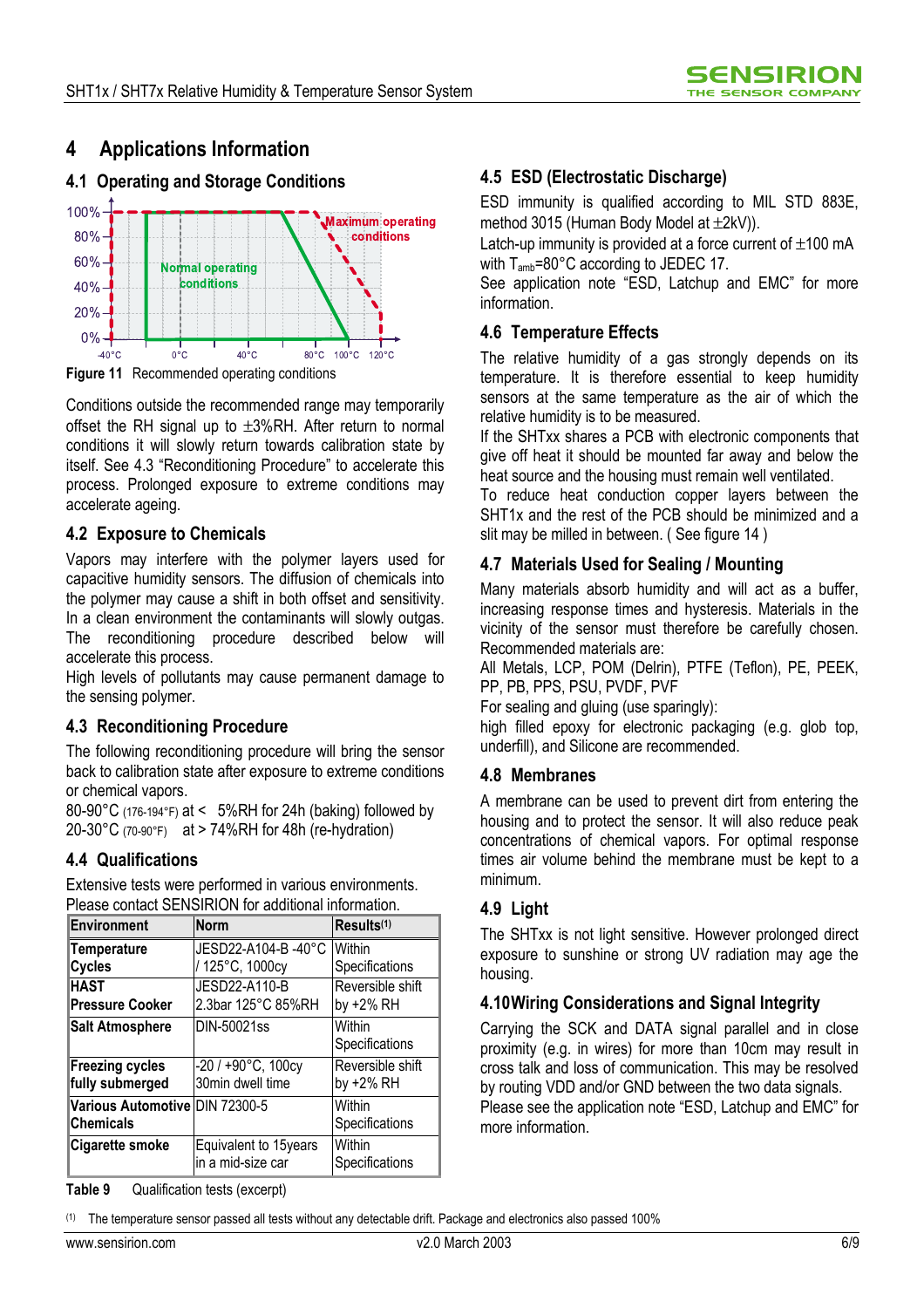# 4 Applications Information

## 4.1 Operating and Storage Conditions

Figure 11 Recommended operating conditions

Conditions outside the recommended range may temporarily offset the RH signal up to ±3%RH. After return to normal conditions it will slowly return towards calibration state by itself. See 4.3 "Reconditioning Procedure" to accelerate this process. Prolonged exposure to extreme conditions may accelerate ageing.

## 4.2 Exposure to Chemicals

Vapors may interfere with the polymer layers used for capacitive humidity sensors. The diffusion of chemicals into the polymer may cause a shift in both offset and sensitivity. In a clean environment the contaminants will slowly outgas. The reconditioning procedure described below will accelerate this process.

High levels of pollutants may cause permanent damage to the sensing polymer.

## 4.3 Reconditioning Procedure

The following reconditioning procedure will bring the sensor back to calibration state after exposure to extreme conditions or chemical vapors.

80-90°C (176-194°F) at < 5%RH for 24h (baking) followed by
20-30°C (70-90°F) at > 74%RH for 48h (re-hydration)

## 4.4 Qualifications

Extensive tests were performed in various environments. Please contact SENSIRION for additional information.

| Environment | Norm | Results[(1)] |
|---|---|---|
| **Temperature Cycles** | JESD22-A104-B -40°C / 125°C, 1000cy | Within Specifications |
| **HAST Pressure Cooker** | JESD22-A110-B 2.3bar 125°C 85%RH | Reversible shift by +2% RH |
| **Salt Atmosphere** | DIN-50021ss | Within Specifications |
| **Freezing cycles fully submerged** | -20 / +90°C, 100cy 30min dwell time | Reversible shift by +2% RH |
| **Various Automotive Chemicals** | DIN 72300-5 | Within Specifications |
| **Cigarette smoke** | Equivalent to 15years in a mid-size car | Within Specifications |

**Table 9** Qualification tests (excerpt)

## 4.5 ESD (Electrostatic Discharge)

ESD immunity is qualified according to MIL STD 883E, method 3015 (Human Body Model at ±2kV)).

Latch-up immunity is provided at a force current of ±100 mA with $T_{amb}$=80°C according to JEDEC 17.

See application note "ESD, Latchup and EMC" for more information.

## 4.6 Temperature Effects

The relative humidity of a gas strongly depends on its temperature. It is therefore essential to keep humidity sensors at the same temperature as the air of which the relative humidity is to be measured.

If the SHTxx shares a PCB with electronic components that give off heat it should be mounted far away and below the heat source and the housing must remain well ventilated.

To reduce heat conduction copper layers between the SHT1x and the rest of the PCB should be minimized and a slit may be milled in between. ( See figure 14 )

## 4.7 Materials Used for Sealing / Mounting

Many materials absorb humidity and will act as a buffer, increasing response times and hysteresis. Materials in the vicinity of the sensor must therefore be carefully chosen. Recommended materials are:

All Metals, LCP, POM (Delrin), PTFE (Teflon), PE, PEEK, PP, PB, PPS, PSU, PVDF, PVF

For sealing and gluing (use sparingly):

high filled epoxy for electronic packaging (e.g. glob top, underfill), and Silicone are recommended.

## 4.8 Membranes

A membrane can be used to prevent dirt from entering the housing and to protect the sensor. It will also reduce peak concentrations of chemical vapors. For optimal response times air volume behind the membrane must be kept to a minimum.

## 4.9 Light

The SHTxx is not light sensitive. However prolonged direct exposure to sunshine or strong UV radiation may age the housing.

## 4.10 Wiring Considerations and Signal Integrity

Carrying the SCK and DATA signal parallel and in close proximity (e.g. in wires) for more than 10cm may result in cross talk and loss of communication. This may be resolved by routing VDD and/or GND between the two data signals.

Please see the application note "ESD, Latchup and EMC" for more information.

(1) The temperature sensor passed all tests without any detectable drift. Package and electronics also passed 100%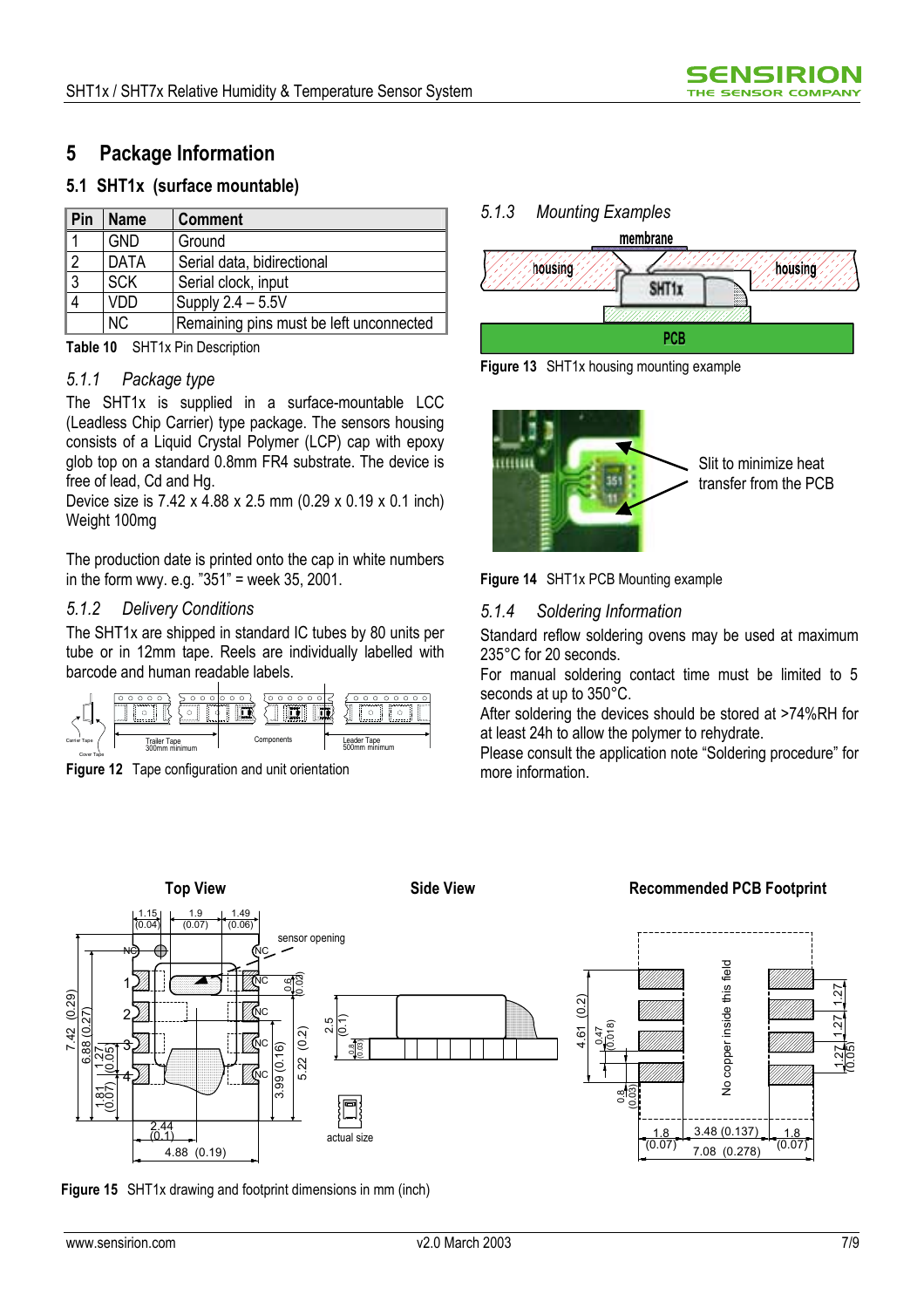# 5 Package Information

## 5.1 SHT1x (surface mountable)

| Pin | Name | Comment |
|---|---|---|
| 1 | GND | Ground |
| 2 | DATA | Serial data, bidirectional |
| 3 | SCK | Serial clock, input |
| 4 | VDD | Supply 2.4 – 5.5V |
|  | NC | Remaining pins must be left unconnected |

**Table 10** SHT1x Pin Description

### *5.1.1 Package type*

The SHT1x is supplied in a surface-mountable LCC (Leadless Chip Carrier) type package. The sensors housing consists of a Liquid Crystal Polymer (LCP) cap with epoxy glob top on a standard 0.8mm FR4 substrate. The device is free of lead, Cd and Hg.

Device size is 7.42 x 4.88 x 2.5 mm (0.29 x 0.19 x 0.1 inch)
Weight 100mg

The production date is printed onto the cap in white numbers in the form wwy. e.g. "351" = week 35, 2001.

### *5.1.2 Delivery Conditions*

The SHT1x are shipped in standard IC tubes by 80 units per tube or in 12mm tape. Reels are individually labelled with barcode and human readable labels.

**Figure 12** Tape configuration and unit orientation

### *5.1.3 Mounting Examples*

**Figure 13** SHT1x housing mounting example

**Figure 14** SHT1x PCB Mounting example

### *5.1.4 Soldering Information*

Standard reflow soldering ovens may be used at maximum 235°C for 20 seconds.

For manual soldering contact time must be limited to 5 seconds at up to 350°C.

After soldering the devices should be stored at >74%RH for at least 24h to allow the polymer to rehydrate.

Please consult the application note "Soldering procedure" for more information.

**Figure 15** SHT1x drawing and footprint dimensions in mm (inch)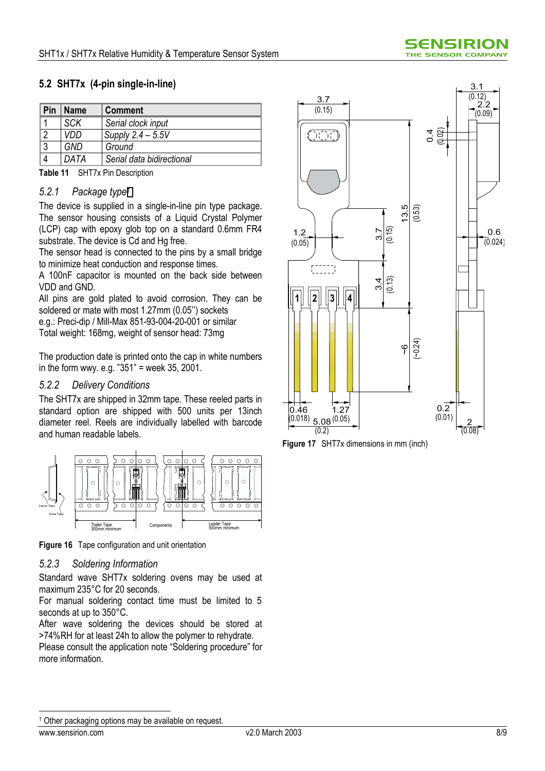## 5.2 SHT7x (4-pin single-in-line)

| Pin | Name | Comment |
|---|---|---|
| 1 | *SCK* | *Serial clock input* |
| 2 | *VDD* | *Supply 2.4 – 5.5V* |
| 3 | *GND* | *Ground* |
| 4 | *DATA* | *Serial data bidirectional* |

**Table 11** SHT7x Pin Description

### *5.2.1 Package type*[1]

The device is supplied in a single-in-line pin type package. The sensor housing consists of a Liquid Crystal Polymer (LCP) cap with epoxy glob top on a standard 0.6mm FR4 substrate. The device is Cd and Hg free.

The sensor head is connected to the pins by a small bridge to minimize heat conduction and response times.

A 100nF capacitor is mounted on the back side between VDD and GND.

All pins are gold plated to avoid corrosion. They can be soldered or mate with most 1.27mm (0.05'') sockets e.g.: Preci-dip / Mill-Max 851-93-004-20-001 or similar

Total weight: 168mg, weight of sensor head: 73mg

The production date is printed onto the cap in white numbers in the form wwy. e.g. "351" = week 35, 2001.

### *5.2.2 Delivery Conditions*

The SHT7x are shipped in 32mm tape. These reeled parts in standard option are shipped with 500 units per 13inch diameter reel. Reels are individually labelled with barcode and human readable labels.

**Figure 16** Tape configuration and unit orientation

### *5.2.3 Soldering Information*

Standard wave SHT7x soldering ovens may be used at maximum 235°C for 20 seconds.

For manual soldering contact time must be limited to 5 seconds at up to 350°C.

After wave soldering the devices should be stored at >74%RH for at least 24h to allow the polymer to rehydrate.

Please consult the application note "Soldering procedure" for more information.

**Figure 17** SHT7x dimensions in mm (inch)

[1] Other packaging options may be available on request.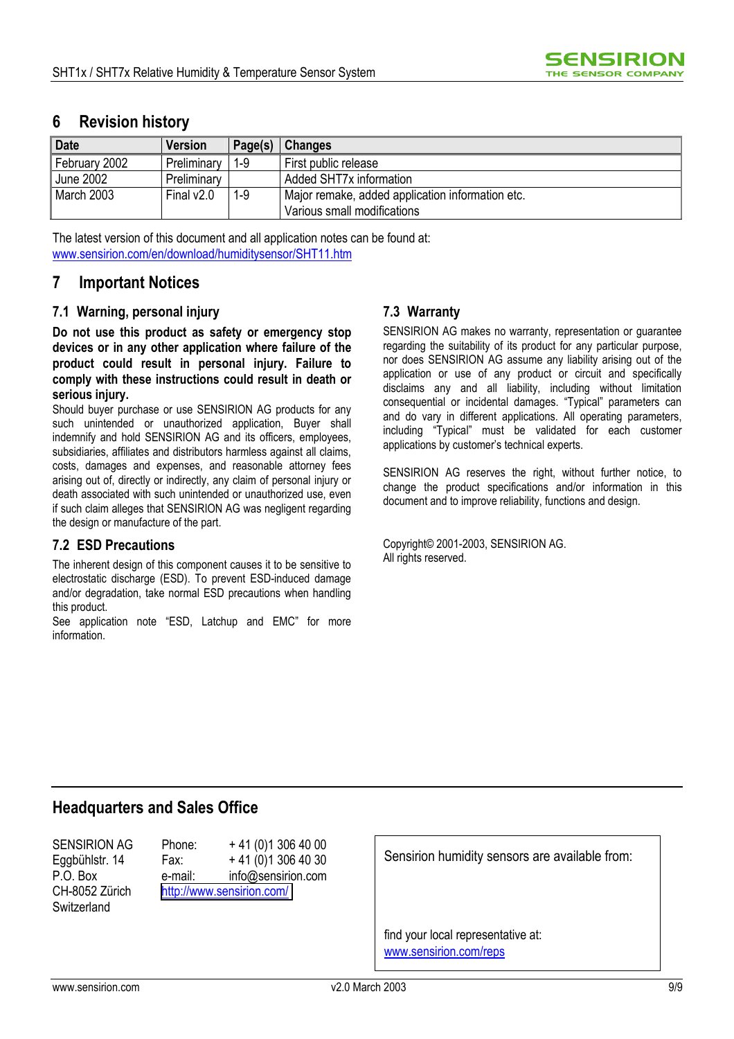## 6 Revision history

| Date | Version | Page(s) | Changes |
|---|---|---|---|
| February 2002 | Preliminary | 1-9 | First public release |
| June 2002 | Preliminary | | Added SHT7x information |
| March 2003 | Final v2.0 | 1-9 | Major remake, added application information etc.<br>Various small modifications |

The latest version of this document and all application notes can be found at:
www.sensirion.com/en/download/humiditysensor/SHT11.htm

## 7 Important Notices

### 7.1 Warning, personal injury

**Do not use this product as safety or emergency stop devices or in any other application where failure of the product could result in personal injury. Failure to comply with these instructions could result in death or serious injury.**

Should buyer purchase or use SENSIRION AG products for any such unintended or unauthorized application, Buyer shall indemnify and hold SENSIRION AG and its officers, employees, subsidiaries, affiliates and distributors harmless against all claims, costs, damages and expenses, and reasonable attorney fees arising out of, directly or indirectly, any claim of personal injury or death associated with such unintended or unauthorized use, even if such claim alleges that SENSIRION AG was negligent regarding the design or manufacture of the part.

### 7.2 ESD Precautions

The inherent design of this component causes it to be sensitive to electrostatic discharge (ESD). To prevent ESD-induced damage and/or degradation, take normal ESD precautions when handling this product.

See application note "ESD, Latchup and EMC" for more information.

### 7.3 Warranty

SENSIRION AG makes no warranty, representation or guarantee regarding the suitability of its product for any particular purpose, nor does SENSIRION AG assume any liability arising out of the application or use of any product or circuit and specifically disclaims any and all liability, including without limitation consequential or incidental damages. "Typical" parameters can and do vary in different applications. All operating parameters, including "Typical" must be validated for each customer applications by customer's technical experts.

SENSIRION AG reserves the right, without further notice, to change the product specifications and/or information in this document and to improve reliability, functions and design.

Copyright© 2001-2003, SENSIRION AG.
All rights reserved.

## Headquarters and Sales Office

SENSIRION AG
Eggbühlstr. 14
P.O. Box
CH-8052 Zürich
Switzerland

Phone: + 41 (0)1 306 40 00
Fax: + 41 (0)1 306 40 30
e-mail: info@sensirion.com
http://www.sensirion.com/

Sensirion humidity sensors are available from:

find your local representative at:
www.sensirion.com/reps